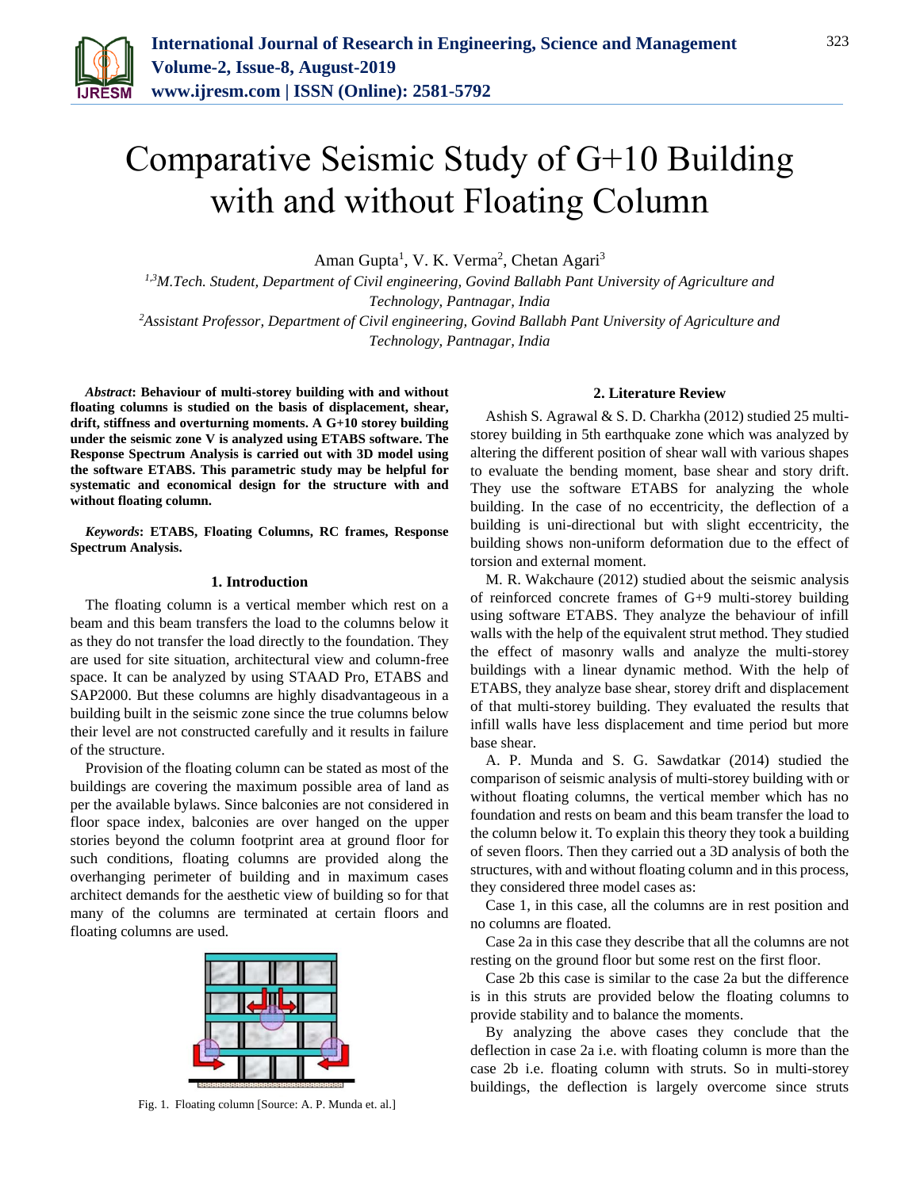# Comparative Seismic Study of G+10 Building with and without Floating Column

Aman Gupta[1], V. K. Verma[2], Chetan Agari[3]

[1,3]*M.Tech. Student, Department of Civil engineering, Govind Ballabh Pant University of Agriculture and Technology, Pantnagar, India*

[2]*Assistant Professor, Department of Civil engineering, Govind Ballabh Pant University of Agriculture and Technology, Pantnagar, India*

***Abstract*: Behaviour of multi-storey building with and without floating columns is studied on the basis of displacement, shear, drift, stiffness and overturning moments. A G+10 storey building under the seismic zone V is analyzed using ETABS software. The Response Spectrum Analysis is carried out with 3D model using the software ETABS. This parametric study may be helpful for systematic and economical design for the structure with and without floating column.**

***Keywords*: ETABS, Floating Columns, RC frames, Response Spectrum Analysis.**

## 1. Introduction

The floating column is a vertical member which rest on a beam and this beam transfers the load to the columns below it as they do not transfer the load directly to the foundation. They are used for site situation, architectural view and column-free space. It can be analyzed by using STAAD Pro, ETABS and SAP2000. But these columns are highly disadvantageous in a building built in the seismic zone since the true columns below their level are not constructed carefully and it results in failure of the structure.

Provision of the floating column can be stated as most of the buildings are covering the maximum possible area of land as per the available bylaws. Since balconies are not considered in floor space index, balconies are over hanged on the upper stories beyond the column footprint area at ground floor for such conditions, floating columns are provided along the overhanging perimeter of building and in maximum cases architect demands for the aesthetic view of building so for that many of the columns are terminated at certain floors and floating columns are used.

Fig. 1. Floating column [Source: A. P. Munda et. al.]

## 2. Literature Review

Ashish S. Agrawal & S. D. Charkha (2012) studied 25 multi-storey building in 5th earthquake zone which was analyzed by altering the different position of shear wall with various shapes to evaluate the bending moment, base shear and story drift. They use the software ETABS for analyzing the whole building. In the case of no eccentricity, the deflection of a building is uni-directional but with slight eccentricity, the building shows non-uniform deformation due to the effect of torsion and external moment.

M. R. Wakchaure (2012) studied about the seismic analysis of reinforced concrete frames of G+9 multi-storey building using software ETABS. They analyze the behaviour of infill walls with the help of the equivalent strut method. They studied the effect of masonry walls and analyze the multi-storey buildings with a linear dynamic method. With the help of ETABS, they analyze base shear, storey drift and displacement of that multi-storey building. They evaluated the results that infill walls have less displacement and time period but more base shear.

A. P. Munda and S. G. Sawdatkar (2014) studied the comparison of seismic analysis of multi-storey building with or without floating columns, the vertical member which has no foundation and rests on beam and this beam transfer the load to the column below it. To explain this theory they took a building of seven floors. Then they carried out a 3D analysis of both the structures, with and without floating column and in this process, they considered three model cases as:

Case 1, in this case, all the columns are in rest position and no columns are floated.

Case 2a in this case they describe that all the columns are not resting on the ground floor but some rest on the first floor.

Case 2b this case is similar to the case 2a but the difference is in this struts are provided below the floating columns to provide stability and to balance the moments.

By analyzing the above cases they conclude that the deflection in case 2a i.e. with floating column is more than the case 2b i.e. floating column with struts. So in multi-storey buildings, the deflection is largely overcome since struts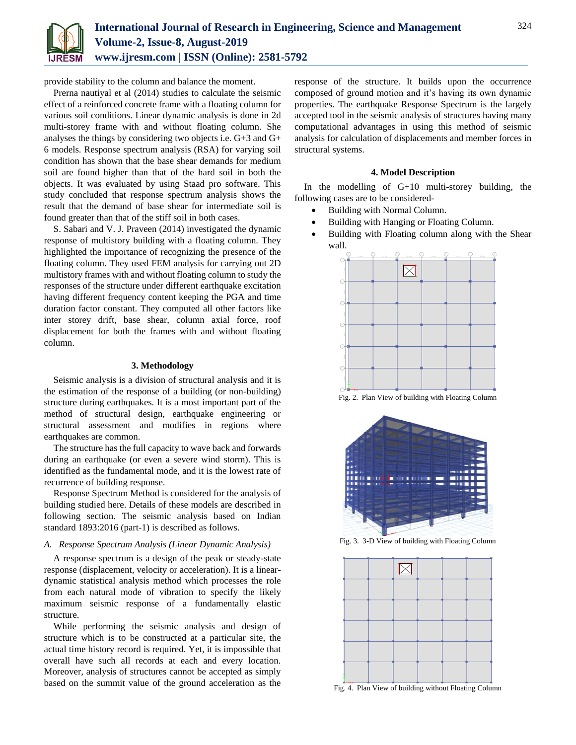provide stability to the column and balance the moment.

Prerna nautiyal et al (2014) studies to calculate the seismic effect of a reinforced concrete frame with a floating column for various soil conditions. Linear dynamic analysis is done in 2d multi-storey frame with and without floating column. She analyses the things by considering two objects i.e. G+3 and G+ 6 models. Response spectrum analysis (RSA) for varying soil condition has shown that the base shear demands for medium soil are found higher than that of the hard soil in both the objects. It was evaluated by using Staad pro software. This study concluded that response spectrum analysis shows the result that the demand of base shear for intermediate soil is found greater than that of the stiff soil in both cases.

S. Sabari and V. J. Praveen (2014) investigated the dynamic response of multistory building with a floating column. They highlighted the importance of recognizing the presence of the floating column. They used FEM analysis for carrying out 2D multistory frames with and without floating column to study the responses of the structure under different earthquake excitation having different frequency content keeping the PGA and time duration factor constant. They computed all other factors like inter storey drift, base shear, column axial force, roof displacement for both the frames with and without floating column.

## 3. Methodology

Seismic analysis is a division of structural analysis and it is the estimation of the response of a building (or non-building) structure during earthquakes. It is a most important part of the method of structural design, earthquake engineering or structural assessment and modifies in regions where earthquakes are common.

The structure has the full capacity to wave back and forwards during an earthquake (or even a severe wind storm). This is identified as the fundamental mode, and it is the lowest rate of recurrence of building response.

Response Spectrum Method is considered for the analysis of building studied here. Details of these models are described in following section. The seismic analysis based on Indian standard 1893:2016 (part-1) is described as follows.

### *A. Response Spectrum Analysis (Linear Dynamic Analysis)*

A response spectrum is a design of the peak or steady-state response (displacement, velocity or acceleration). It is a linear-dynamic statistical analysis method which processes the role from each natural mode of vibration to specify the likely maximum seismic response of a fundamentally elastic structure.

While performing the seismic analysis and design of structure which is to be constructed at a particular site, the actual time history record is required. Yet, it is impossible that overall have such all records at each and every location. Moreover, analysis of structures cannot be accepted as simply based on the summit value of the ground acceleration as the response of the structure. It builds upon the occurrence composed of ground motion and it's having its own dynamic properties. The earthquake Response Spectrum is the largely accepted tool in the seismic analysis of structures having many computational advantages in using this method of seismic analysis for calculation of displacements and member forces in structural systems.

## 4. Model Description

In the modelling of G+10 multi-storey building, the following cases are to be considered-

- Building with Normal Column.
- Building with Hanging or Floating Column.
- Building with Floating column along with the Shear wall.

Fig. 2. Plan View of building with Floating Column

Fig. 3. 3-D View of building with Floating Column

Fig. 4. Plan View of building without Floating Column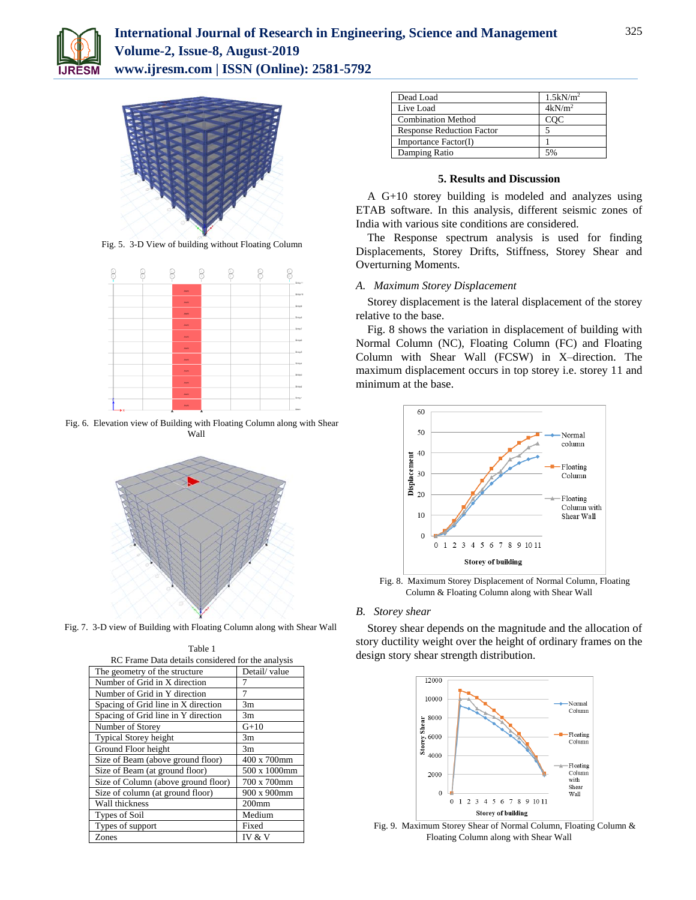Fig. 5. 3-D View of building without Floating Column

Fig. 6. Elevation view of Building with Floating Column along with Shear Wall

Fig. 7. 3-D view of Building with Floating Column along with Shear Wall

Table 1
RC Frame Data details considered for the analysis

| The geometry of the structure | Detail/ value |
|---|---|
| Number of Grid in X direction | 7 |
| Number of Grid in Y direction | 7 |
| Spacing of Grid line in X direction | 3m |
| Spacing of Grid line in Y direction | 3m |
| Number of Storey | G+10 |
| Typical Storey height | 3m |
| Ground Floor height | 3m |
| Size of Beam (above ground floor) | 400 x 700mm |
| Size of Beam (at ground floor) | 500 x 1000mm |
| Size of Column (above ground floor) | 700 x 700mm |
| Size of column (at ground floor) | 900 x 900mm |
| Wall thickness | 200mm |
| Types of Soil | Medium |
| Types of support | Fixed |
| Zones | IV & V |
| Dead Load | 1.5kN/m$^2$ |
| Live Load | 4kN/m$^2$ |
| Combination Method | CQC |
| Response Reduction Factor | 5 |
| Importance Factor(I) | 1 |
| Damping Ratio | 5% |

## 5. Results and Discussion

A G+10 storey building is modeled and analyzes using ETAB software. In this analysis, different seismic zones of India with various site conditions are considered.

The Response spectrum analysis is used for finding Displacements, Storey Drifts, Stiffness, Storey Shear and Overturning Moments.

### A. *Maximum Storey Displacement*

Storey displacement is the lateral displacement of the storey relative to the base.

Fig. 8 shows the variation in displacement of building with Normal Column (NC), Floating Column (FC) and Floating Column with Shear Wall (FCSW) in X–direction. The maximum displacement occurs in top storey i.e. storey 11 and minimum at the base.

Fig. 8. Maximum Storey Displacement of Normal Column, Floating Column & Floating Column along with Shear Wall

### B. *Storey shear*

Storey shear depends on the magnitude and the allocation of story ductility weight over the height of ordinary frames on the design story shear strength distribution.

Fig. 9. Maximum Storey Shear of Normal Column, Floating Column & Floating Column along with Shear Wall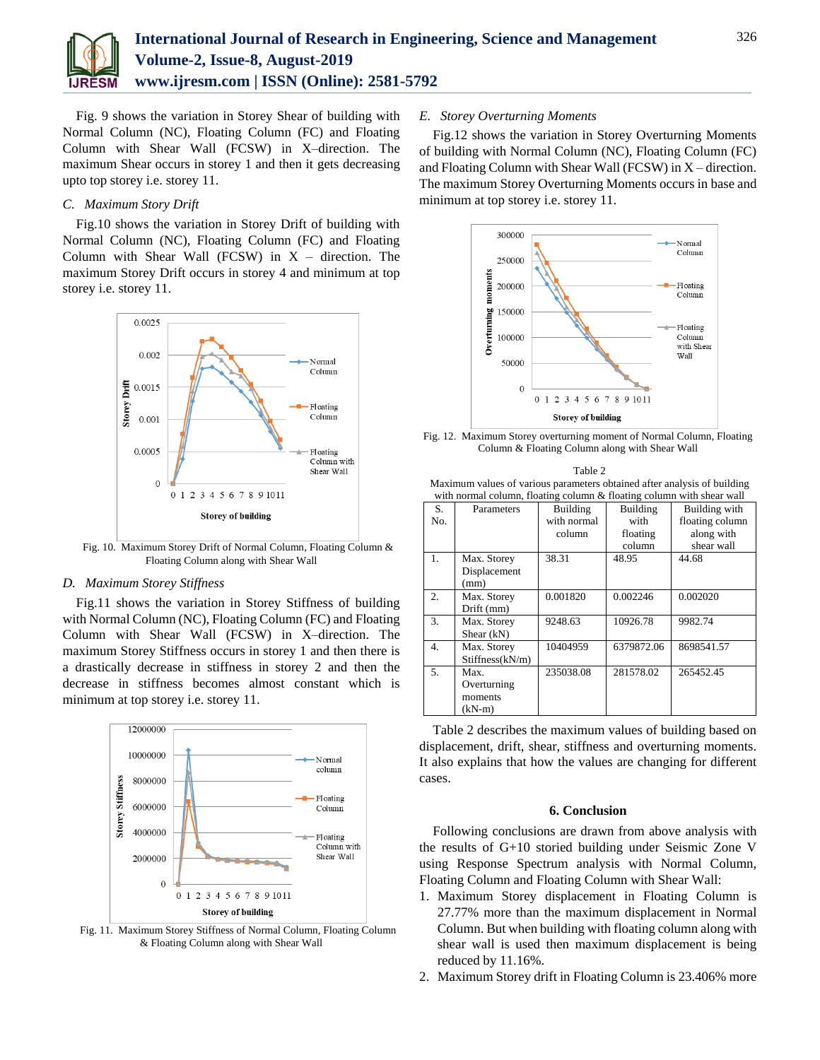Fig. 9 shows the variation in Storey Shear of building with Normal Column (NC), Floating Column (FC) and Floating Column with Shear Wall (FCSW) in X–direction. The maximum Shear occurs in storey 1 and then it gets decreasing upto top storey i.e. storey 11.

### C. *Maximum Story Drift*

Fig.10 shows the variation in Storey Drift of building with Normal Column (NC), Floating Column (FC) and Floating Column with Shear Wall (FCSW) in X – direction. The maximum Storey Drift occurs in storey 4 and minimum at top storey i.e. storey 11.

Fig. 10. Maximum Storey Drift of Normal Column, Floating Column & Floating Column along with Shear Wall

### D. *Maximum Storey Stiffness*

Fig.11 shows the variation in Storey Stiffness of building with Normal Column (NC), Floating Column (FC) and Floating Column with Shear Wall (FCSW) in X–direction. The maximum Storey Stiffness occurs in storey 1 and then there is a drastically decrease in stiffness in storey 2 and then the decrease in stiffness becomes almost constant which is minimum at top storey i.e. storey 11.

Fig. 11. Maximum Storey Stiffness of Normal Column, Floating Column & Floating Column along with Shear Wall

### E. *Storey Overturning Moments*

Fig.12 shows the variation in Storey Overturning Moments of building with Normal Column (NC), Floating Column (FC) and Floating Column with Shear Wall (FCSW) in X – direction. The maximum Storey Overturning Moments occurs in base and minimum at top storey i.e. storey 11.

Fig. 12. Maximum Storey overturning moment of Normal Column, Floating Column & Floating Column along with Shear Wall

Table 2
Maximum values of various parameters obtained after analysis of building with normal column, floating column & floating column with shear wall

| S. No. | Parameters | Building with normal column | Building with floating column | Building with floating column along with shear wall |
|---|---|---|---|---|
| 1. | Max. Storey Displacement (mm) | 38.31 | 48.95 | 44.68 |
| 2. | Max. Storey Drift (mm) | 0.001820 | 0.002246 | 0.002020 |
| 3. | Max. Storey Shear (kN) | 9248.63 | 10926.78 | 9982.74 |
| 4. | Max. Storey Stiffness(kN/m) | 10404959 | 6379872.06 | 8698541.57 |
| 5. | Max. Overturning moments (kN-m) | 235038.08 | 281578.02 | 265452.45 |

Table 2 describes the maximum values of building based on displacement, drift, shear, stiffness and overturning moments. It also explains that how the values are changing for different cases.

## 6. Conclusion

Following conclusions are drawn from above analysis with the results of G+10 storied building under Seismic Zone V using Response Spectrum analysis with Normal Column, Floating Column and Floating Column with Shear Wall:

1. Maximum Storey displacement in Floating Column is 27.77% more than the maximum displacement in Normal Column. But when building with floating column along with shear wall is used then maximum displacement is being reduced by 11.16%.
2. Maximum Storey drift in Floating Column is 23.406% more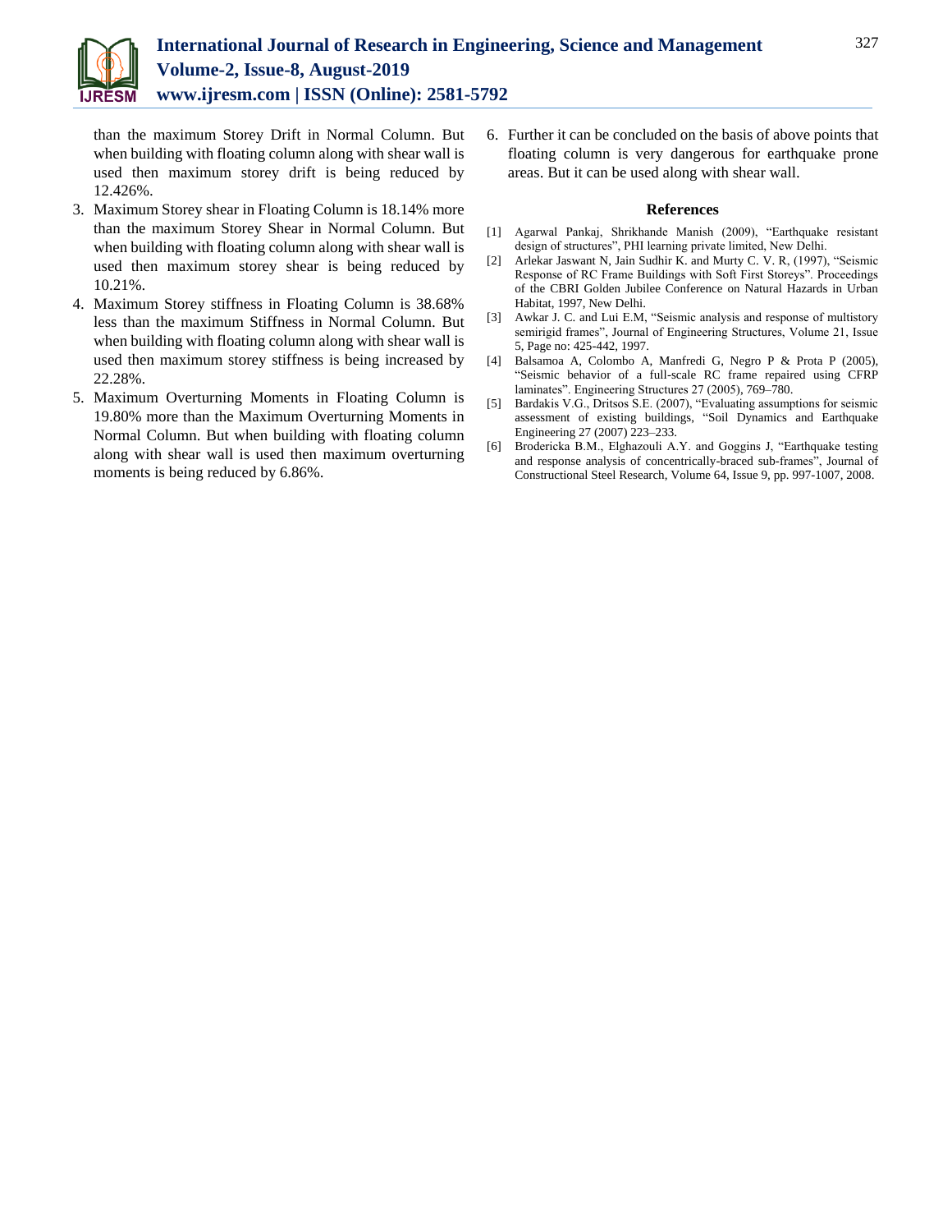than the maximum Storey Drift in Normal Column. But when building with floating column along with shear wall is used then maximum storey drift is being reduced by 12.426%.

3. Maximum Storey shear in Floating Column is 18.14% more than the maximum Storey Shear in Normal Column. But when building with floating column along with shear wall is used then maximum storey shear is being reduced by 10.21%.
4. Maximum Storey stiffness in Floating Column is 38.68% less than the maximum Stiffness in Normal Column. But when building with floating column along with shear wall is used then maximum storey stiffness is being increased by 22.28%.
5. Maximum Overturning Moments in Floating Column is 19.80% more than the Maximum Overturning Moments in Normal Column. But when building with floating column along with shear wall is used then maximum overturning moments is being reduced by 6.86%.
6. Further it can be concluded on the basis of above points that floating column is very dangerous for earthquake prone areas. But it can be used along with shear wall.

## References

[1] Agarwal Pankaj, Shrikhande Manish (2009), "Earthquake resistant design of structures", PHI learning private limited, New Delhi.

[2] Arlekar Jaswant N, Jain Sudhir K. and Murty C. V. R, (1997), "Seismic Response of RC Frame Buildings with Soft First Storeys". Proceedings of the CBRI Golden Jubilee Conference on Natural Hazards in Urban Habitat, 1997, New Delhi.

[3] Awkar J. C. and Lui E.M, "Seismic analysis and response of multistory semirigid frames", Journal of Engineering Structures, Volume 21, Issue 5, Page no: 425-442, 1997.

[4] Balsamoa A, Colombo A, Manfredi G, Negro P & Prota P (2005), "Seismic behavior of a full-scale RC frame repaired using CFRP laminates". Engineering Structures 27 (2005), 769–780.

[5] Bardakis V.G., Dritsos S.E. (2007), "Evaluating assumptions for seismic assessment of existing buildings, "Soil Dynamics and Earthquake Engineering 27 (2007) 223–233.

[6] Brodericka B.M., Elghazouli A.Y. and Goggins J, "Earthquake testing and response analysis of concentrically-braced sub-frames", Journal of Constructional Steel Research, Volume 64, Issue 9, pp. 997-1007, 2008.